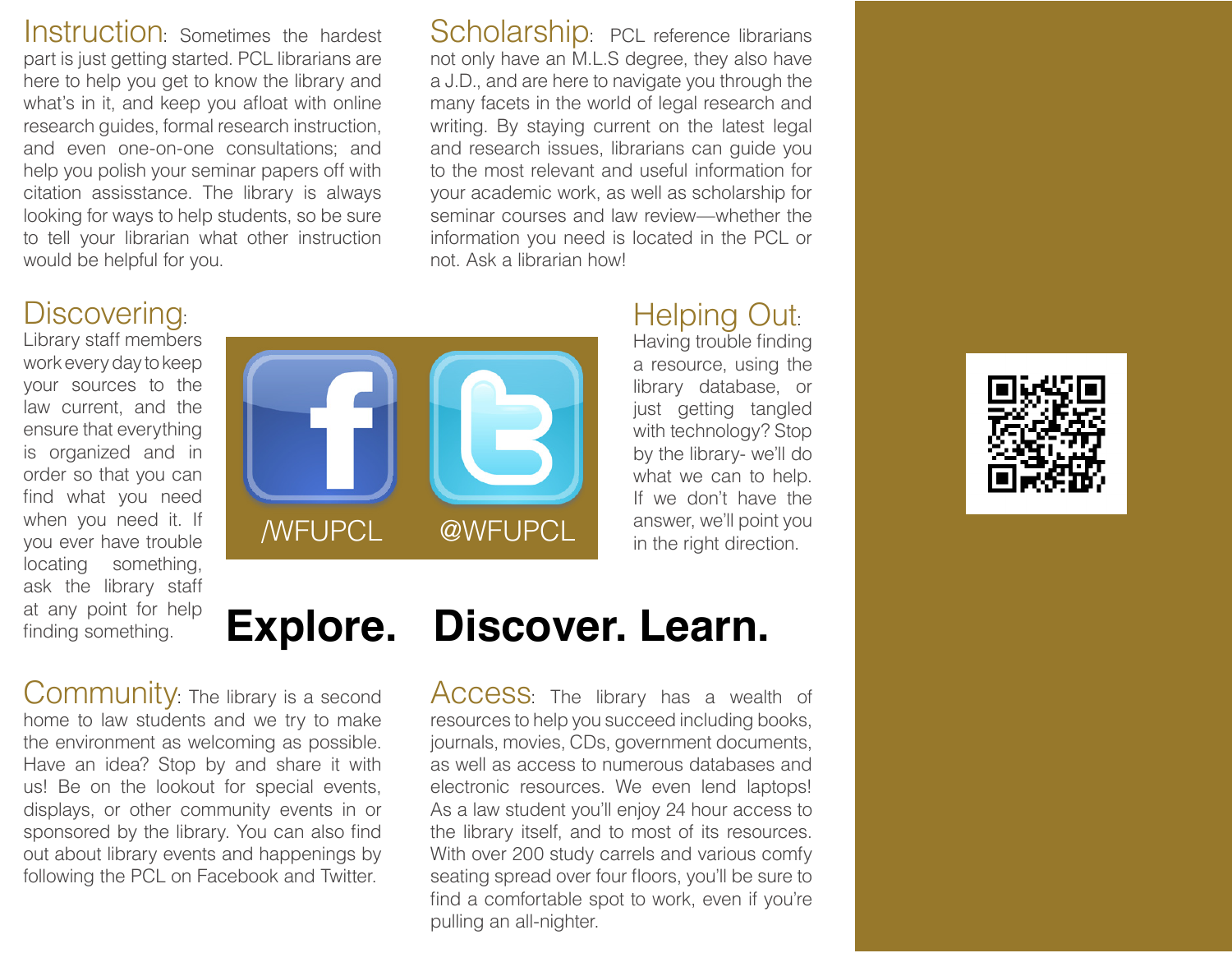**Instruction**: Sometimes the hardest part is just getting started. PCL librarians are here to help you get to know the library and what's in it, and keep you afloat with online research guides, formal research instruction, and even one-on-one consultations; and help you polish your seminar papers off with citation assisstance. The library is always looking for ways to help students, so be sure to tell your librarian what other instruction would be helpful for you.

**Scholarship**: PCL reference librarians not only have an M.L.S degree, they also have a J.D., and are here to navigate you through the many facets in the world of legal research and writing. By staying current on the latest legal and research issues, librarians can guide you to the most relevant and useful information for your academic work, as well as scholarship for seminar courses and law review—whether the information you need is located in the PCL or not. Ask a librarian how!

**Discovering**: Library staff members work every day to keep your sources to the law current, and the ensure that everything is organized and in order so that you can find what you need when you need it. If you ever have trouble locating something, ask the library staff at any point for help finding something.

/WFUPCL

@WFUPCL

**Helping Out**: Having trouble finding a resource, using the library database, or just getting tangled with technology? Stop by the library- we'll do what we can to help. If we don't have the answer, we'll point you in the right direction.

# Explore. Discover. Learn.

**Community**: The library is a second home to law students and we try to make the environment as welcoming as possible. Have an idea? Stop by and share it with us! Be on the lookout for special events, displays, or other community events in or sponsored by the library. You can also find out about library events and happenings by following the PCL on Facebook and Twitter.

**Access**: The library has a wealth of resources to help you succeed including books, journals, movies, CDs, government documents, as well as access to numerous databases and electronic resources. We even lend laptops! As a law student you'll enjoy 24 hour access to the library itself, and to most of its resources. With over 200 study carrels and various comfy seating spread over four floors, you'll be sure to find a comfortable spot to work, even if you're pulling an all-nighter.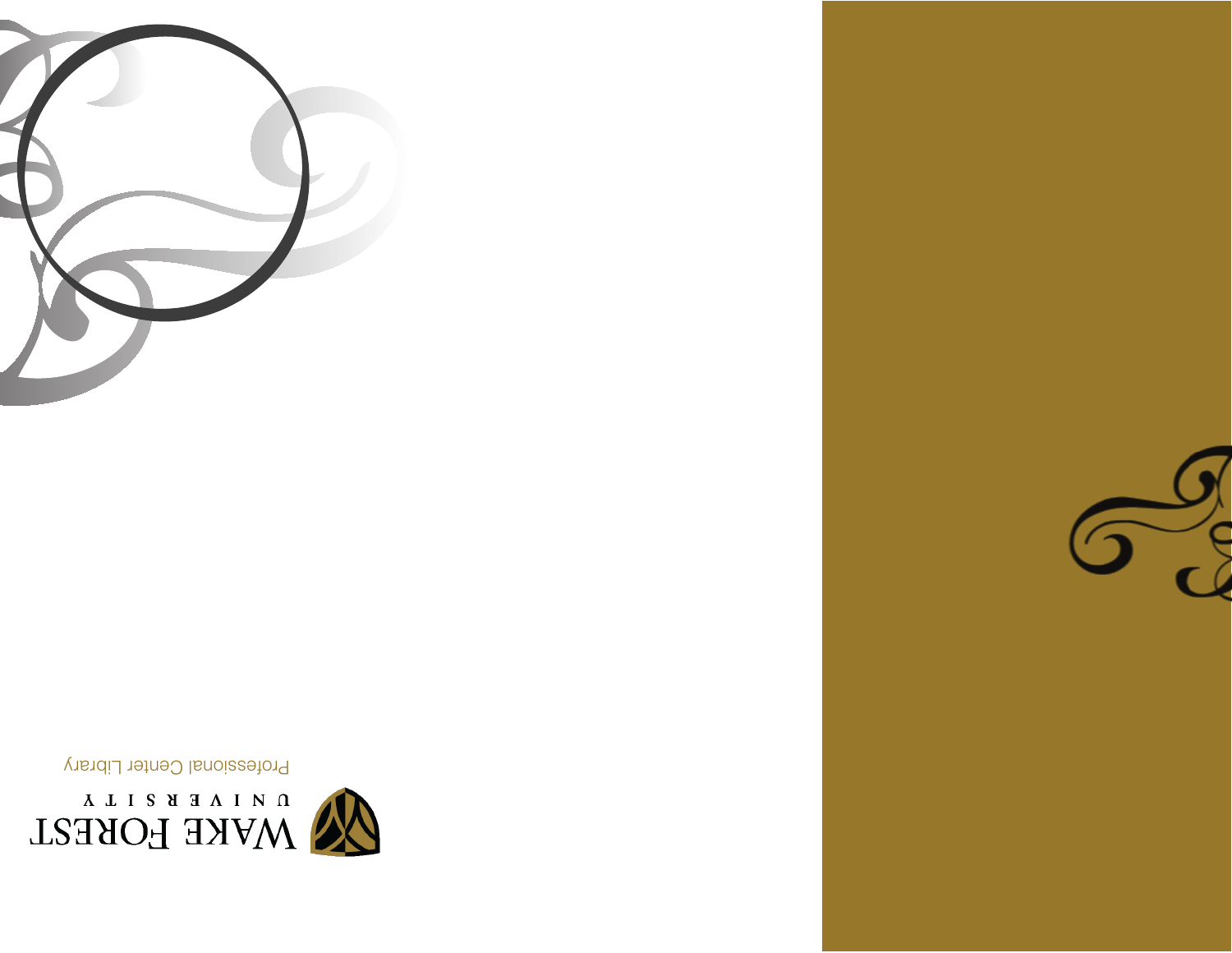WAKE FOREST

UNIVERSITY

Professional Center Library